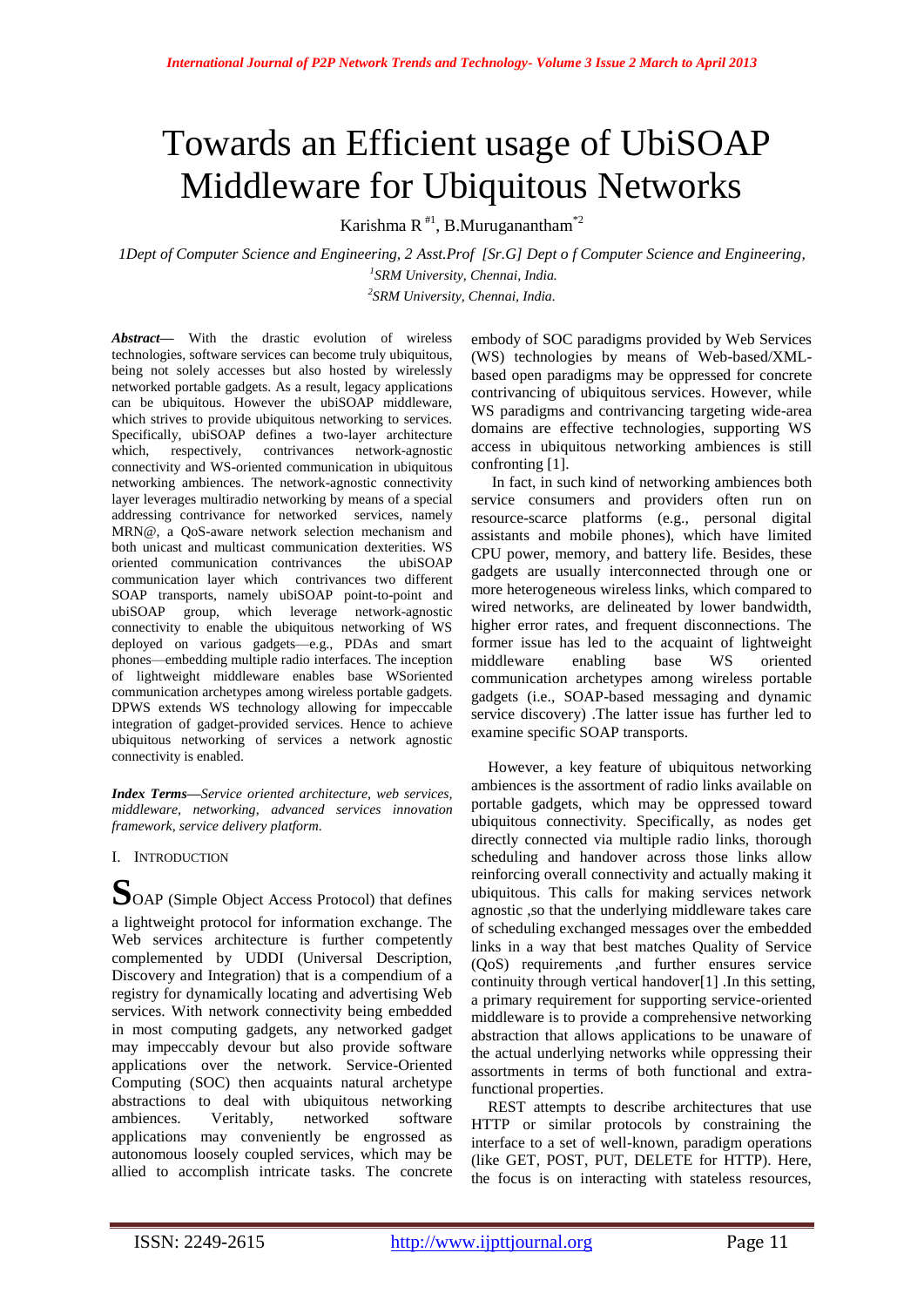# Towards an Efficient usage of UbiSOAP Middleware for Ubiquitous Networks

Karishma R [#1], B.Muruganantham[*2]

*1Dept of Computer Science and Engineering, 2 Asst.Prof [Sr.G] Dept o f Computer Science and Engineering,*
*[1]SRM University, Chennai, India.*
*[2]SRM University, Chennai, India.*

***Abstract*—** With the drastic evolution of wireless technologies, software services can become truly ubiquitous, being not solely accesses but also hosted by wirelessly networked portable gadgets. As a result, legacy applications can be ubiquitous. However the ubiSOAP middleware, which strives to provide ubiquitous networking to services. Specifically, ubiSOAP defines a two-layer architecture which, respectively, contrivances network-agnostic connectivity and WS-oriented communication in ubiquitous networking ambiences. The network-agnostic connectivity layer leverages multiradio networking by means of a special addressing contrivance for networked services, namely MRN@, a QoS-aware network selection mechanism and both unicast and multicast communication dexterities. WS oriented communication contrivances the ubiSOAP communication layer which contrivances two different SOAP transports, namely ubiSOAP point-to-point and ubiSOAP group, which leverage network-agnostic connectivity to enable the ubiquitous networking of WS deployed on various gadgets—e.g., PDAs and smart phones—embedding multiple radio interfaces. The inception of lightweight middleware enables base WSoriented communication archetypes among wireless portable gadgets. DPWS extends WS technology allowing for impeccable integration of gadget-provided services. Hence to achieve ubiquitous networking of services a network agnostic connectivity is enabled.

***Index Terms*—***Service oriented architecture, web services, middleware, networking, advanced services innovation framework, service delivery platform.*

## I. Introduction

SOAP (Simple Object Access Protocol) that defines a lightweight protocol for information exchange. The Web services architecture is further competently complemented by UDDI (Universal Description, Discovery and Integration) that is a compendium of a registry for dynamically locating and advertising Web services. With network connectivity being embedded in most computing gadgets, any networked gadget may impeccably devour but also provide software applications over the network. Service-Oriented Computing (SOC) then acquaints natural archetype abstractions to deal with ubiquitous networking ambiences. Veritably, networked software applications may conveniently be engrossed as autonomous loosely coupled services, which may be allied to accomplish intricate tasks. The concrete embody of SOC paradigms provided by Web Services (WS) technologies by means of Web-based/XML-based open paradigms may be oppressed for concrete contrivancing of ubiquitous services. However, while WS paradigms and contrivancing targeting wide-area domains are effective technologies, supporting WS access in ubiquitous networking ambiences is still confronting [1].

In fact, in such kind of networking ambiences both service consumers and providers often run on resource-scarce platforms (e.g., personal digital assistants and mobile phones), which have limited CPU power, memory, and battery life. Besides, these gadgets are usually interconnected through one or more heterogeneous wireless links, which compared to wired networks, are delineated by lower bandwidth, higher error rates, and frequent disconnections. The former issue has led to the acquaint of lightweight middleware enabling base WS oriented communication archetypes among wireless portable gadgets (i.e., SOAP-based messaging and dynamic service discovery) .The latter issue has further led to examine specific SOAP transports.

However, a key feature of ubiquitous networking ambiences is the assortment of radio links available on portable gadgets, which may be oppressed toward ubiquitous connectivity. Specifically, as nodes get directly connected via multiple radio links, thorough scheduling and handover across those links allow reinforcing overall connectivity and actually making it ubiquitous. This calls for making services network agnostic ,so that the underlying middleware takes care of scheduling exchanged messages over the embedded links in a way that best matches Quality of Service (QoS) requirements ,and further ensures service continuity through vertical handover[1] .In this setting, a primary requirement for supporting service-oriented middleware is to provide a comprehensive networking abstraction that allows applications to be unaware of the actual underlying networks while oppressing their assortments in terms of both functional and extra-functional properties.

REST attempts to describe architectures that use HTTP or similar protocols by constraining the interface to a set of well-known, paradigm operations (like GET, POST, PUT, DELETE for HTTP). Here, the focus is on interacting with stateless resources,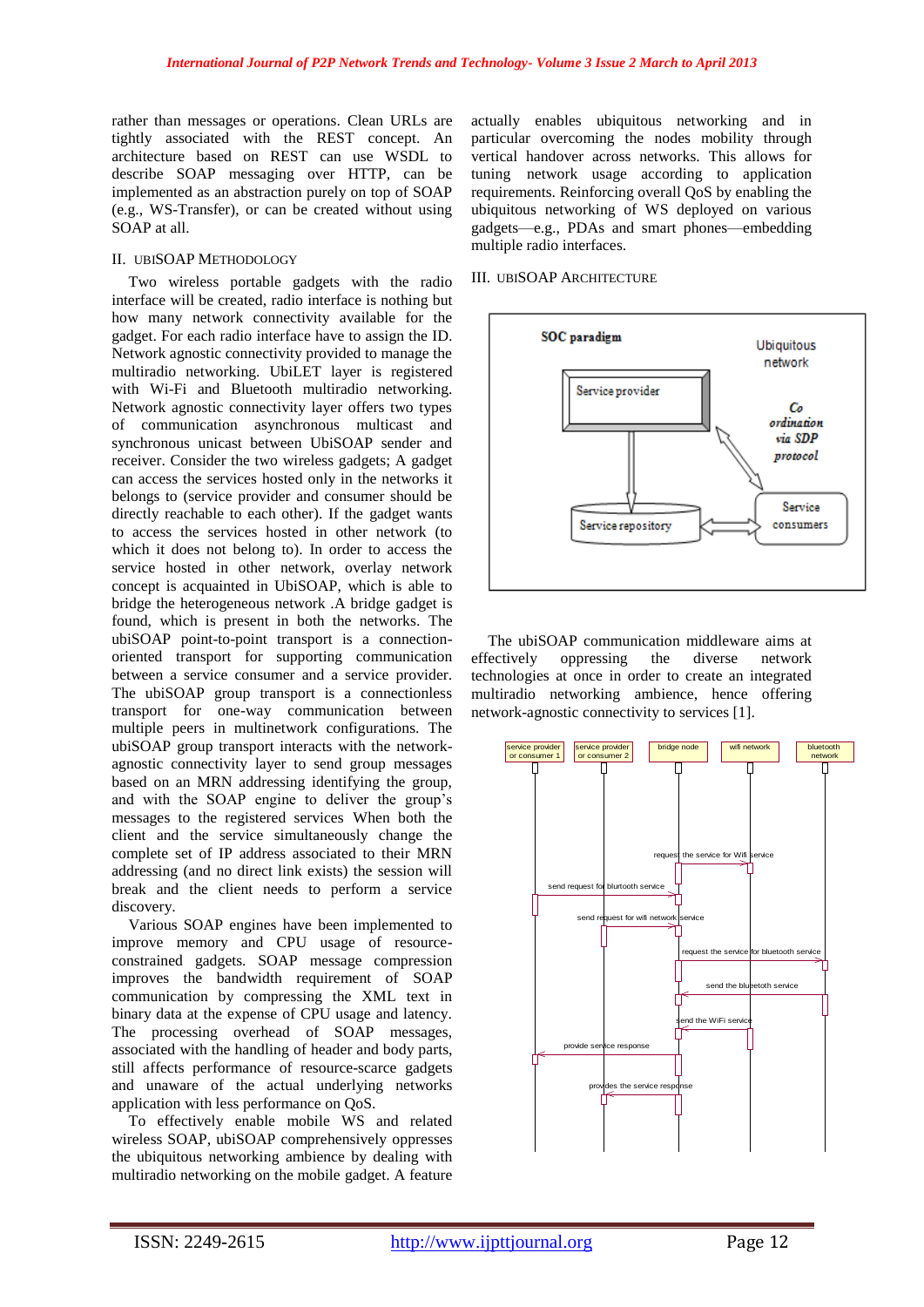rather than messages or operations. Clean URLs are tightly associated with the REST concept. An architecture based on REST can use WSDL to describe SOAP messaging over HTTP, can be implemented as an abstraction purely on top of SOAP (e.g., WS-Transfer), or can be created without using SOAP at all.

## II. UBISOAP METHODOLOGY

Two wireless portable gadgets with the radio interface will be created, radio interface is nothing but how many network connectivity available for the gadget. For each radio interface have to assign the ID. Network agnostic connectivity provided to manage the multiradio networking. UbiLET layer is registered with Wi-Fi and Bluetooth multiradio networking. Network agnostic connectivity layer offers two types of communication asynchronous multicast and synchronous unicast between UbiSOAP sender and receiver. Consider the two wireless gadgets; A gadget can access the services hosted only in the networks it belongs to (service provider and consumer should be directly reachable to each other). If the gadget wants to access the services hosted in other network (to which it does not belong to). In order to access the service hosted in other network, overlay network concept is acquainted in UbiSOAP, which is able to bridge the heterogeneous network .A bridge gadget is found, which is present in both the networks. The ubiSOAP point-to-point transport is a connection-oriented transport for supporting communication between a service consumer and a service provider. The ubiSOAP group transport is a connectionless transport for one-way communication between multiple peers in multinetwork configurations. The ubiSOAP group transport interacts with the network-agnostic connectivity layer to send group messages based on an MRN addressing identifying the group, and with the SOAP engine to deliver the group's messages to the registered services When both the client and the service simultaneously change the complete set of IP address associated to their MRN addressing (and no direct link exists) the session will break and the client needs to perform a service discovery.

Various SOAP engines have been implemented to improve memory and CPU usage of resource-constrained gadgets. SOAP message compression improves the bandwidth requirement of SOAP communication by compressing the XML text in binary data at the expense of CPU usage and latency. The processing overhead of SOAP messages, associated with the handling of header and body parts, still affects performance of resource-scarce gadgets and unaware of the actual underlying networks application with less performance on QoS.

To effectively enable mobile WS and related wireless SOAP, ubiSOAP comprehensively oppresses the ubiquitous networking ambience by dealing with multiradio networking on the mobile gadget. A feature actually enables ubiquitous networking and in particular overcoming the nodes mobility through vertical handover across networks. This allows for tuning network usage according to application requirements. Reinforcing overall QoS by enabling the ubiquitous networking of WS deployed on various gadgets—e.g., PDAs and smart phones—embedding multiple radio interfaces.

## III. UBISOAP ARCHITECTURE

SOC paradigm | Ubiquitous network | Service provider | Co ordination via SDP protocol | Service repository | Service consumers

The ubiSOAP communication middleware aims at effectively oppressing the diverse network technologies at once in order to create an integrated multiradio networking ambience, hence offering network-agnostic connectivity to services [1].

service provider or consumer 1 | service provider or consumer 2 | bridge node | wifi network | bluetooth network

request the service for Wifi service; send request for blurtooth service; send request for wifi network service; request the service for bluetooth service; send the bluetooth service; send the WiFi service; provide service response; provides the service response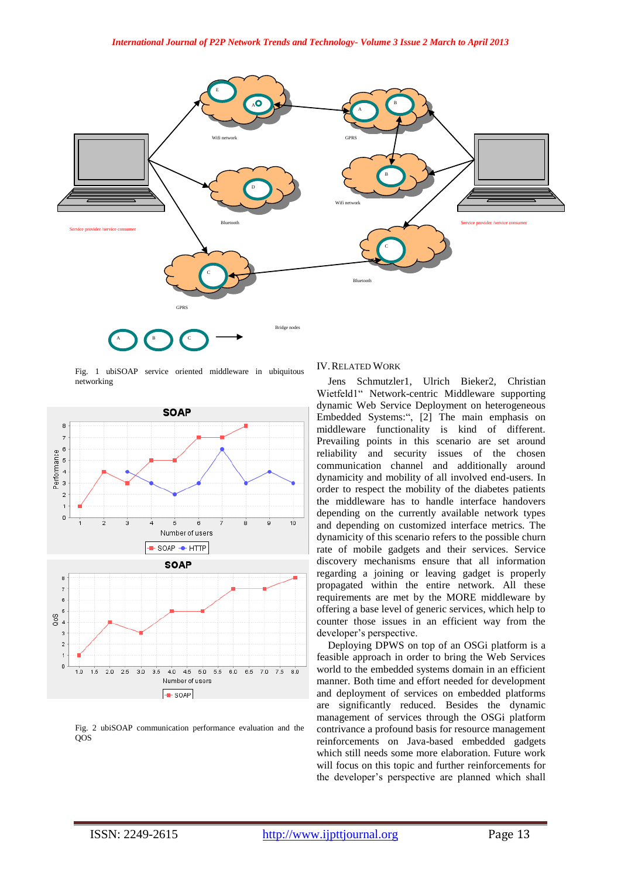Fig. 1 ubiSOAP service oriented middleware in ubiquitous networking

Fig. 2 ubiSOAP communication performance evaluation and the QOS

## IV. RELATED WORK

Jens Schmutzler1, Ulrich Bieker2, Christian Wietfeld1" Network-centric Middleware supporting dynamic Web Service Deployment on heterogeneous Embedded Systems:", [2] The main emphasis on middleware functionality is kind of different. Prevailing points in this scenario are set around reliability and security issues of the chosen communication channel and additionally around dynamicity and mobility of all involved end-users. In order to respect the mobility of the diabetes patients the middleware has to handle interface handovers depending on the currently available network types and depending on customized interface metrics. The dynamicity of this scenario refers to the possible churn rate of mobile gadgets and their services. Service discovery mechanisms ensure that all information regarding a joining or leaving gadget is properly propagated within the entire network. All these requirements are met by the MORE middleware by offering a base level of generic services, which help to counter those issues in an efficient way from the developer's perspective.

Deploying DPWS on top of an OSGi platform is a feasible approach in order to bring the Web Services world to the embedded systems domain in an efficient manner. Both time and effort needed for development and deployment of services on embedded platforms are significantly reduced. Besides the dynamic management of services through the OSGi platform contrivance a profound basis for resource management reinforcements on Java-based embedded gadgets which still needs some more elaboration. Future work will focus on this topic and further reinforcements for the developer's perspective are planned which shall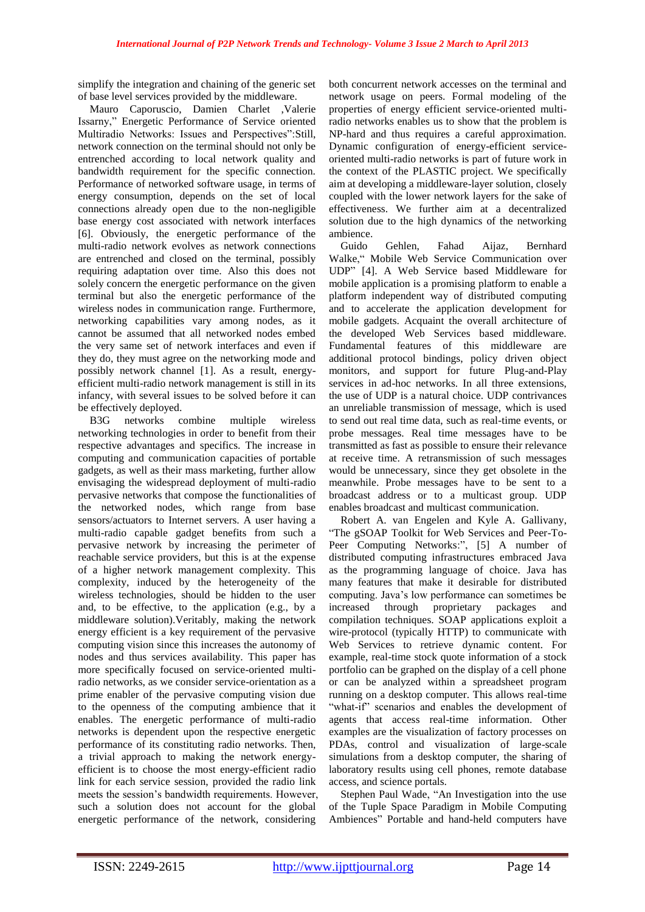simplify the integration and chaining of the generic set of base level services provided by the middleware.

Mauro Caporuscio, Damien Charlet ,Valerie Issarny," Energetic Performance of Service oriented Multiradio Networks: Issues and Perspectives":Still, network connection on the terminal should not only be entrenched according to local network quality and bandwidth requirement for the specific connection. Performance of networked software usage, in terms of energy consumption, depends on the set of local connections already open due to the non-negligible base energy cost associated with network interfaces [6]. Obviously, the energetic performance of the multi-radio network evolves as network connections are entrenched and closed on the terminal, possibly requiring adaptation over time. Also this does not solely concern the energetic performance on the given terminal but also the energetic performance of the wireless nodes in communication range. Furthermore, networking capabilities vary among nodes, as it cannot be assumed that all networked nodes embed the very same set of network interfaces and even if they do, they must agree on the networking mode and possibly network channel [1]. As a result, energy-efficient multi-radio network management is still in its infancy, with several issues to be solved before it can be effectively deployed.

B3G networks combine multiple wireless networking technologies in order to benefit from their respective advantages and specifics. The increase in computing and communication capacities of portable gadgets, as well as their mass marketing, further allow envisaging the widespread deployment of multi-radio pervasive networks that compose the functionalities of the networked nodes, which range from base sensors/actuators to Internet servers. A user having a multi-radio capable gadget benefits from such a pervasive network by increasing the perimeter of reachable service providers, but this is at the expense of a higher network management complexity. This complexity, induced by the heterogeneity of the wireless technologies, should be hidden to the user and, to be effective, to the application (e.g., by a middleware solution).Veritably, making the network energy efficient is a key requirement of the pervasive computing vision since this increases the autonomy of nodes and thus services availability. This paper has more specifically focused on service-oriented multi-radio networks, as we consider service-orientation as a prime enabler of the pervasive computing vision due to the openness of the computing ambience that it enables. The energetic performance of multi-radio networks is dependent upon the respective energetic performance of its constituting radio networks. Then, a trivial approach to making the network energy-efficient is to choose the most energy-efficient radio link for each service session, provided the radio link meets the session's bandwidth requirements. However, such a solution does not account for the global energetic performance of the network, considering both concurrent network accesses on the terminal and network usage on peers. Formal modeling of the properties of energy efficient service-oriented multi-radio networks enables us to show that the problem is NP-hard and thus requires a careful approximation. Dynamic configuration of energy-efficient service-oriented multi-radio networks is part of future work in the context of the PLASTIC project. We specifically aim at developing a middleware-layer solution, closely coupled with the lower network layers for the sake of effectiveness. We further aim at a decentralized solution due to the high dynamics of the networking ambience.

Guido Gehlen, Fahad Aijaz, Bernhard Walke," Mobile Web Service Communication over UDP" [4]. A Web Service based Middleware for mobile application is a promising platform to enable a platform independent way of distributed computing and to accelerate the application development for mobile gadgets. Acquaint the overall architecture of the developed Web Services based middleware. Fundamental features of this middleware are additional protocol bindings, policy driven object monitors, and support for future Plug-and-Play services in ad-hoc networks. In all three extensions, the use of UDP is a natural choice. UDP contrivances an unreliable transmission of message, which is used to send out real time data, such as real-time events, or probe messages. Real time messages have to be transmitted as fast as possible to ensure their relevance at receive time. A retransmission of such messages would be unnecessary, since they get obsolete in the meanwhile. Probe messages have to be sent to a broadcast address or to a multicast group. UDP enables broadcast and multicast communication.

Robert A. van Engelen and Kyle A. Gallivany, "The gSOAP Toolkit for Web Services and Peer-To-Peer Computing Networks:", [5] A number of distributed computing infrastructures embraced Java as the programming language of choice. Java has many features that make it desirable for distributed computing. Java's low performance can sometimes be increased through proprietary packages and compilation techniques. SOAP applications exploit a wire-protocol (typically HTTP) to communicate with Web Services to retrieve dynamic content. For example, real-time stock quote information of a stock portfolio can be graphed on the display of a cell phone or can be analyzed within a spreadsheet program running on a desktop computer. This allows real-time "what-if" scenarios and enables the development of agents that access real-time information. Other examples are the visualization of factory processes on PDAs, control and visualization of large-scale simulations from a desktop computer, the sharing of laboratory results using cell phones, remote database access, and science portals.

Stephen Paul Wade, "An Investigation into the use of the Tuple Space Paradigm in Mobile Computing Ambiences" Portable and hand-held computers have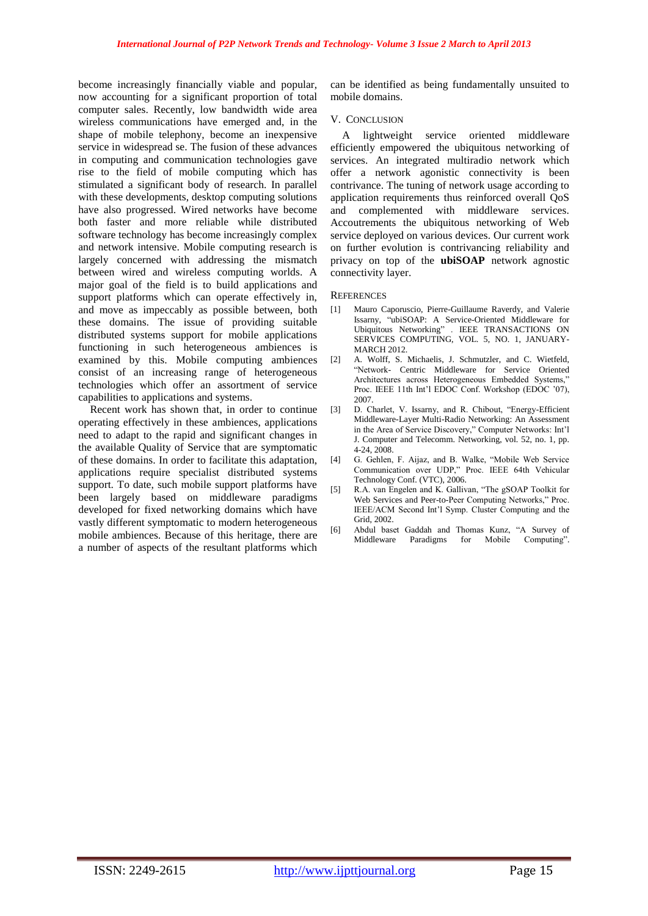become increasingly financially viable and popular, now accounting for a significant proportion of total computer sales. Recently, low bandwidth wide area wireless communications have emerged and, in the shape of mobile telephony, become an inexpensive service in widespread se. The fusion of these advances in computing and communication technologies gave rise to the field of mobile computing which has stimulated a significant body of research. In parallel with these developments, desktop computing solutions have also progressed. Wired networks have become both faster and more reliable while distributed software technology has become increasingly complex and network intensive. Mobile computing research is largely concerned with addressing the mismatch between wired and wireless computing worlds. A major goal of the field is to build applications and support platforms which can operate effectively in, and move as impeccably as possible between, both these domains. The issue of providing suitable distributed systems support for mobile applications functioning in such heterogeneous ambiences is examined by this. Mobile computing ambiences consist of an increasing range of heterogeneous technologies which offer an assortment of service capabilities to applications and systems.

Recent work has shown that, in order to continue operating effectively in these ambiences, applications need to adapt to the rapid and significant changes in the available Quality of Service that are symptomatic of these domains. In order to facilitate this adaptation, applications require specialist distributed systems support. To date, such mobile support platforms have been largely based on middleware paradigms developed for fixed networking domains which have vastly different symptomatic to modern heterogeneous mobile ambiences. Because of this heritage, there are a number of aspects of the resultant platforms which can be identified as being fundamentally unsuited to mobile domains.

## V. Conclusion

A lightweight service oriented middleware efficiently empowered the ubiquitous networking of services. An integrated multiradio network which offer a network agonistic connectivity is been contrivance. The tuning of network usage according to application requirements thus reinforced overall QoS and complemented with middleware services. Accoutrements the ubiquitous networking of Web service deployed on various devices. Our current work on further evolution is contrivancing reliability and privacy on top of the **ubiSOAP** network agnostic connectivity layer.

## References

[1] Mauro Caporuscio, Pierre-Guillaume Raverdy, and Valerie Issarny, "ubiSOAP: A Service-Oriented Middleware for Ubiquitous Networking" . IEEE TRANSACTIONS ON SERVICES COMPUTING, VOL. 5, NO. 1, JANUARY-MARCH 2012.

[2] A. Wolff, S. Michaelis, J. Schmutzler, and C. Wietfeld, "Network- Centric Middleware for Service Oriented Architectures across Heterogeneous Embedded Systems," Proc. IEEE 11th Int'l EDOC Conf. Workshop (EDOC '07), 2007.

[3] D. Charlet, V. Issarny, and R. Chibout, "Energy-Efficient Middleware-Layer Multi-Radio Networking: An Assessment in the Area of Service Discovery," Computer Networks: Int'l J. Computer and Telecomm. Networking, vol. 52, no. 1, pp. 4-24, 2008.

[4] G. Gehlen, F. Aijaz, and B. Walke, "Mobile Web Service Communication over UDP," Proc. IEEE 64th Vehicular Technology Conf. (VTC), 2006.

[5] R.A. van Engelen and K. Gallivan, "The gSOAP Toolkit for Web Services and Peer-to-Peer Computing Networks," Proc. IEEE/ACM Second Int'l Symp. Cluster Computing and the Grid, 2002.

[6] Abdul baset Gaddah and Thomas Kunz, "A Survey of Middleware Paradigms for Mobile Computing".